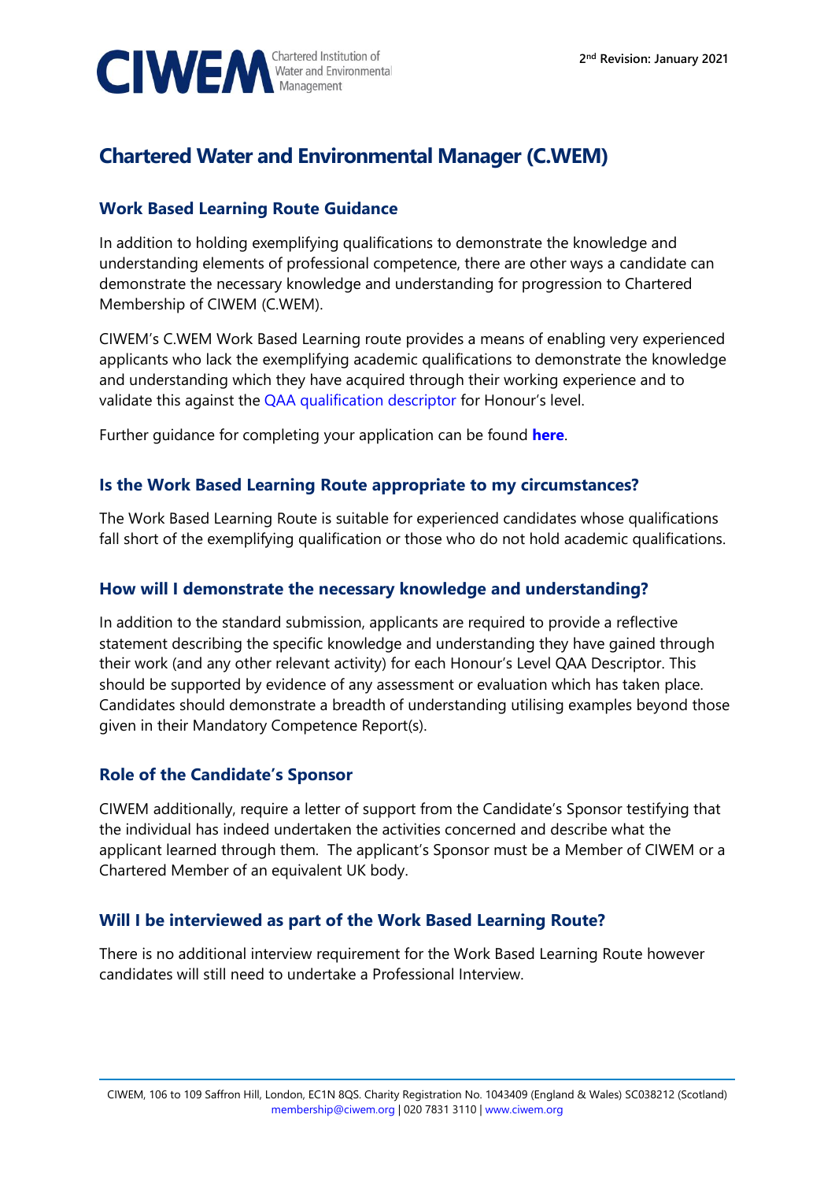2nd Revision: January 2021

# Chartered Water and Environmental Manager (C.WEM)

## Work Based Learning Route Guidance

In addition to holding exemplifying qualifications to demonstrate the knowledge and understanding elements of professional competence, there are other ways a candidate can demonstrate the necessary knowledge and understanding for progression to Chartered Membership of CIWEM (C.WEM).

CIWEM's C.WEM Work Based Learning route provides a means of enabling very experienced applicants who lack the exemplifying academic qualifications to demonstrate the knowledge and understanding which they have acquired through their working experience and to validate this against the QAA qualification descriptor for Honour's level.

Further guidance for completing your application can be found **here**.

## Is the Work Based Learning Route appropriate to my circumstances?

The Work Based Learning Route is suitable for experienced candidates whose qualifications fall short of the exemplifying qualification or those who do not hold academic qualifications.

## How will I demonstrate the necessary knowledge and understanding?

In addition to the standard submission, applicants are required to provide a reflective statement describing the specific knowledge and understanding they have gained through their work (and any other relevant activity) for each Honour's Level QAA Descriptor. This should be supported by evidence of any assessment or evaluation which has taken place. Candidates should demonstrate a breadth of understanding utilising examples beyond those given in their Mandatory Competence Report(s).

## Role of the Candidate's Sponsor

CIWEM additionally, require a letter of support from the Candidate's Sponsor testifying that the individual has indeed undertaken the activities concerned and describe what the applicant learned through them. The applicant's Sponsor must be a Member of CIWEM or a Chartered Member of an equivalent UK body.

## Will I be interviewed as part of the Work Based Learning Route?

There is no additional interview requirement for the Work Based Learning Route however candidates will still need to undertake a Professional Interview.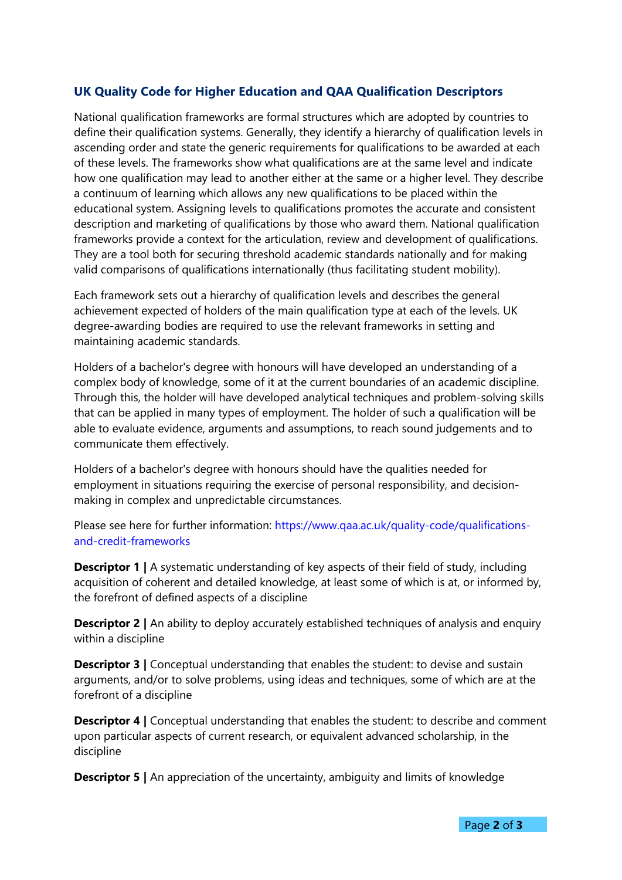## UK Quality Code for Higher Education and QAA Qualification Descriptors

National qualification frameworks are formal structures which are adopted by countries to define their qualification systems. Generally, they identify a hierarchy of qualification levels in ascending order and state the generic requirements for qualifications to be awarded at each of these levels. The frameworks show what qualifications are at the same level and indicate how one qualification may lead to another either at the same or a higher level. They describe a continuum of learning which allows any new qualifications to be placed within the educational system. Assigning levels to qualifications promotes the accurate and consistent description and marketing of qualifications by those who award them. National qualification frameworks provide a context for the articulation, review and development of qualifications. They are a tool both for securing threshold academic standards nationally and for making valid comparisons of qualifications internationally (thus facilitating student mobility).

Each framework sets out a hierarchy of qualification levels and describes the general achievement expected of holders of the main qualification type at each of the levels. UK degree-awarding bodies are required to use the relevant frameworks in setting and maintaining academic standards.

Holders of a bachelor's degree with honours will have developed an understanding of a complex body of knowledge, some of it at the current boundaries of an academic discipline. Through this, the holder will have developed analytical techniques and problem-solving skills that can be applied in many types of employment. The holder of such a qualification will be able to evaluate evidence, arguments and assumptions, to reach sound judgements and to communicate them effectively.

Holders of a bachelor's degree with honours should have the qualities needed for employment in situations requiring the exercise of personal responsibility, and decision-making in complex and unpredictable circumstances.

Please see here for further information: https://www.qaa.ac.uk/quality-code/qualifications-and-credit-frameworks

**Descriptor 1 |** A systematic understanding of key aspects of their field of study, including acquisition of coherent and detailed knowledge, at least some of which is at, or informed by, the forefront of defined aspects of a discipline

**Descriptor 2 |** An ability to deploy accurately established techniques of analysis and enquiry within a discipline

**Descriptor 3 |** Conceptual understanding that enables the student: to devise and sustain arguments, and/or to solve problems, using ideas and techniques, some of which are at the forefront of a discipline

**Descriptor 4 |** Conceptual understanding that enables the student: to describe and comment upon particular aspects of current research, or equivalent advanced scholarship, in the discipline

**Descriptor 5 |** An appreciation of the uncertainty, ambiguity and limits of knowledge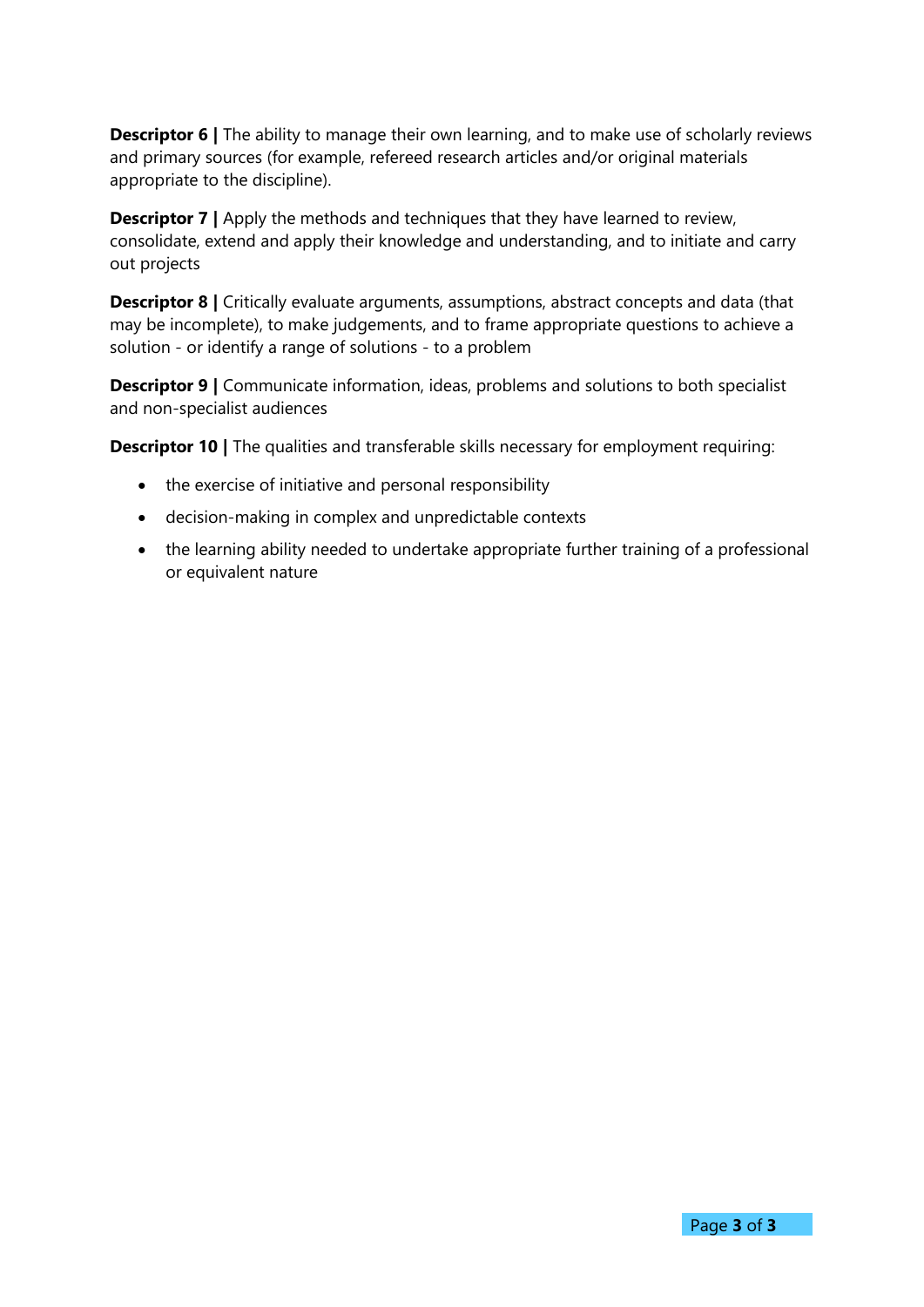**Descriptor 6 |** The ability to manage their own learning, and to make use of scholarly reviews and primary sources (for example, refereed research articles and/or original materials appropriate to the discipline).

**Descriptor 7 |** Apply the methods and techniques that they have learned to review, consolidate, extend and apply their knowledge and understanding, and to initiate and carry out projects

**Descriptor 8 |** Critically evaluate arguments, assumptions, abstract concepts and data (that may be incomplete), to make judgements, and to frame appropriate questions to achieve a solution - or identify a range of solutions - to a problem

**Descriptor 9 |** Communicate information, ideas, problems and solutions to both specialist and non-specialist audiences

**Descriptor 10 |** The qualities and transferable skills necessary for employment requiring:

- the exercise of initiative and personal responsibility
- decision-making in complex and unpredictable contexts
- the learning ability needed to undertake appropriate further training of a professional or equivalent nature